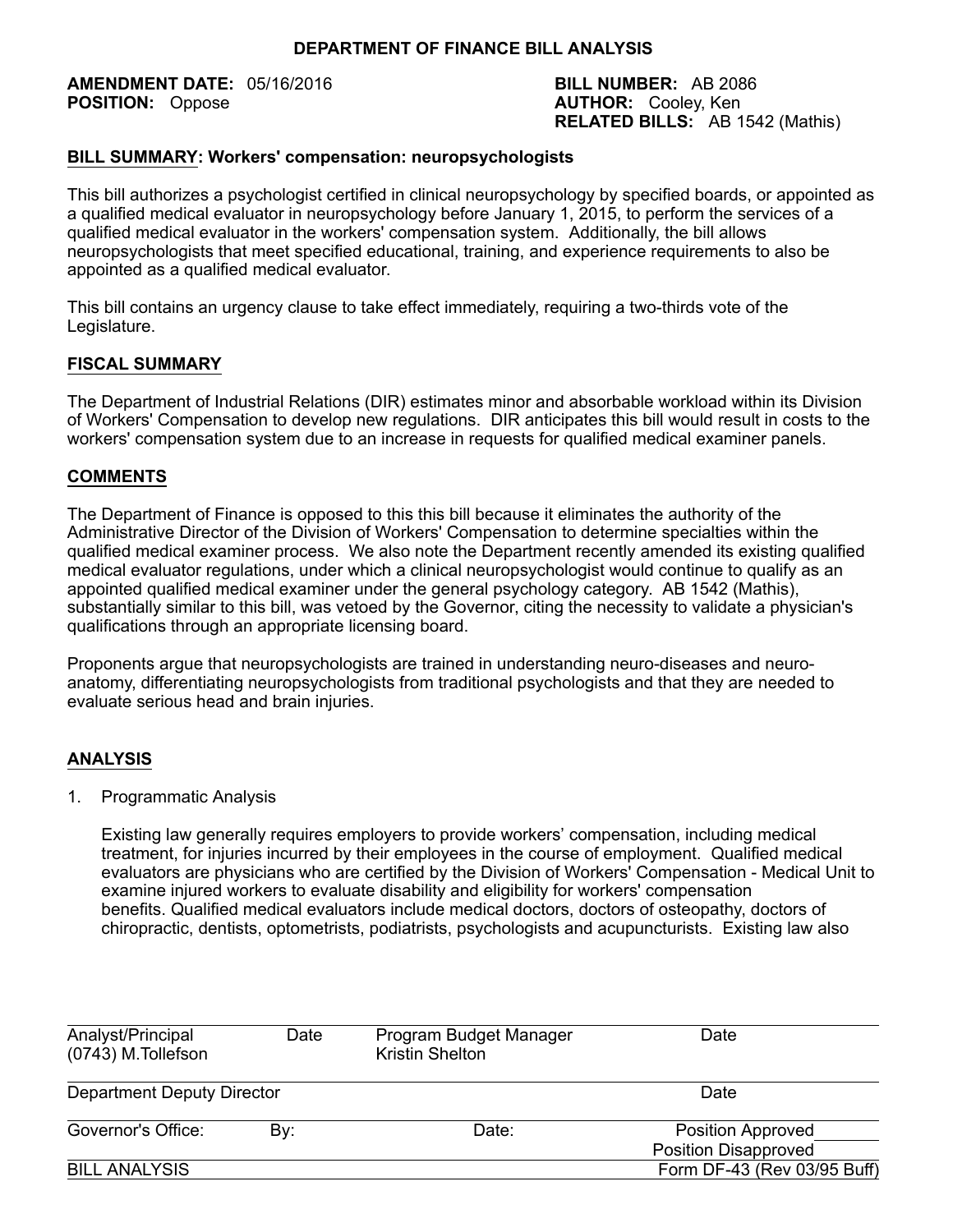# DEPARTMENT OF FINANCE BILL ANALYSIS

**AMENDMENT DATE:** 05/16/2016
**POSITION:** Oppose

**BILL NUMBER:** AB 2086
**AUTHOR:** Cooley, Ken
**RELATED BILLS:** AB 1542 (Mathis)

## BILL SUMMARY: Workers' compensation: neuropsychologists

This bill authorizes a psychologist certified in clinical neuropsychology by specified boards, or appointed as a qualified medical evaluator in neuropsychology before January 1, 2015, to perform the services of a qualified medical evaluator in the workers' compensation system. Additionally, the bill allows neuropsychologists that meet specified educational, training, and experience requirements to also be appointed as a qualified medical evaluator.

This bill contains an urgency clause to take effect immediately, requiring a two-thirds vote of the Legislature.

## FISCAL SUMMARY

The Department of Industrial Relations (DIR) estimates minor and absorbable workload within its Division of Workers' Compensation to develop new regulations. DIR anticipates this bill would result in costs to the workers' compensation system due to an increase in requests for qualified medical examiner panels.

## COMMENTS

The Department of Finance is opposed to this this bill because it eliminates the authority of the Administrative Director of the Division of Workers' Compensation to determine specialties within the qualified medical examiner process. We also note the Department recently amended its existing qualified medical evaluator regulations, under which a clinical neuropsychologist would continue to qualify as an appointed qualified medical examiner under the general psychology category. AB 1542 (Mathis), substantially similar to this bill, was vetoed by the Governor, citing the necessity to validate a physician's qualifications through an appropriate licensing board.

Proponents argue that neuropsychologists are trained in understanding neuro-diseases and neuro-anatomy, differentiating neuropsychologists from traditional psychologists and that they are needed to evaluate serious head and brain injuries.

## ANALYSIS

1. Programmatic Analysis

   Existing law generally requires employers to provide workers' compensation, including medical treatment, for injuries incurred by their employees in the course of employment. Qualified medical evaluators are physicians who are certified by the Division of Workers' Compensation - Medical Unit to examine injured workers to evaluate disability and eligibility for workers' compensation benefits. Qualified medical evaluators include medical doctors, doctors of osteopathy, doctors of chiropractic, dentists, optometrists, podiatrists, psychologists and acupuncturists. Existing law also

| Analyst/Principal (0743) M.Tollefson | Date | Program Budget Manager Kristin Shelton | | Date |
|---|---|---|---|---|
| Department Deputy Director | | | | Date |
| Governor's Office: | By: | Date: | | Position Approved<br>Position Disapproved |
| BILL ANALYSIS | | | | Form DF-43 (Rev 03/95 Buff) |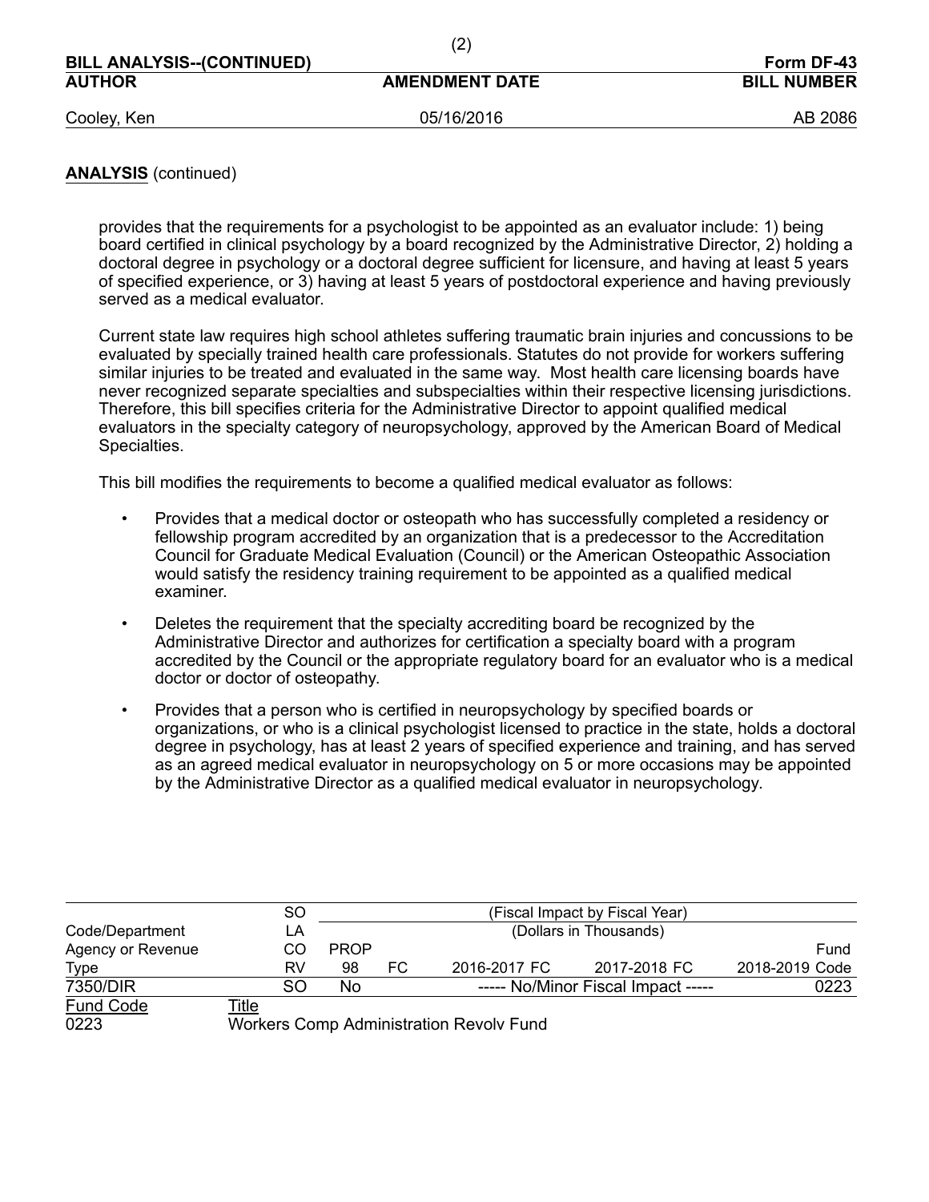| BILL ANALYSIS--(CONTINUED) | | Form DF-43 |
|---|---|---|
| **AUTHOR** | **AMENDMENT DATE** | **BILL NUMBER** |
| Cooley, Ken | 05/16/2016 | AB 2086 |

**ANALYSIS** (continued)

provides that the requirements for a psychologist to be appointed as an evaluator include: 1) being board certified in clinical psychology by a board recognized by the Administrative Director, 2) holding a doctoral degree in psychology or a doctoral degree sufficient for licensure, and having at least 5 years of specified experience, or 3) having at least 5 years of postdoctoral experience and having previously served as a medical evaluator.

Current state law requires high school athletes suffering traumatic brain injuries and concussions to be evaluated by specially trained health care professionals. Statutes do not provide for workers suffering similar injuries to be treated and evaluated in the same way. Most health care licensing boards have never recognized separate specialties and subspecialties within their respective licensing jurisdictions. Therefore, this bill specifies criteria for the Administrative Director to appoint qualified medical evaluators in the specialty category of neuropsychology, approved by the American Board of Medical Specialties.

This bill modifies the requirements to become a qualified medical evaluator as follows:

- Provides that a medical doctor or osteopath who has successfully completed a residency or fellowship program accredited by an organization that is a predecessor to the Accreditation Council for Graduate Medical Evaluation (Council) or the American Osteopathic Association would satisfy the residency training requirement to be appointed as a qualified medical examiner.
- Deletes the requirement that the specialty accrediting board be recognized by the Administrative Director and authorizes for certification a specialty board with a program accredited by the Council or the appropriate regulatory board for an evaluator who is a medical doctor or doctor of osteopathy.
- Provides that a person who is certified in neuropsychology by specified boards or organizations, or who is a clinical psychologist licensed to practice in the state, holds a doctoral degree in psychology, has at least 2 years of specified experience and training, and has served as an agreed medical evaluator in neuropsychology on 5 or more occasions may be appointed by the Administrative Director as a qualified medical evaluator in neuropsychology.

| Code/Department Agency or Revenue Type | SO LA CO RV | PROP 98 | FC | 2016-2017 FC | 2017-2018 FC | 2018-2019 | Fund Code |
|---|---|---|---|---|---|---|---|
| | | (Fiscal Impact by Fiscal Year) (Dollars in Thousands) | | | | | |
| 7350/DIR | SO | No | | ----- No/Minor Fiscal Impact ----- | | | 0223 |

| Fund Code | Title |
|---|---|
| 0223 | Workers Comp Administration Revolv Fund |